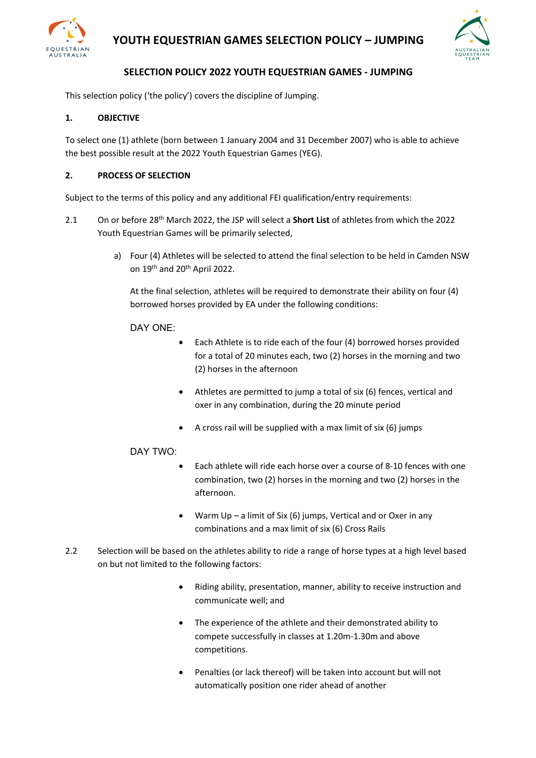# YOUTH EQUESTRIAN GAMES SELECTION POLICY – JUMPING

## SELECTION POLICY 2022 YOUTH EQUESTRIAN GAMES - JUMPING

This selection policy ('the policy') covers the discipline of Jumping.

### 1. OBJECTIVE

To select one (1) athlete (born between 1 January 2004 and 31 December 2007) who is able to achieve the best possible result at the 2022 Youth Equestrian Games (YEG).

### 2. PROCESS OF SELECTION

Subject to the terms of this policy and any additional FEI qualification/entry requirements:

2.1 On or before 28th March 2022, the JSP will select a **Short List** of athletes from which the 2022 Youth Equestrian Games will be primarily selected,

a) Four (4) Athletes will be selected to attend the final selection to be held in Camden NSW on 19th and 20th April 2022.

At the final selection, athletes will be required to demonstrate their ability on four (4) borrowed horses provided by EA under the following conditions:

DAY ONE:

- Each Athlete is to ride each of the four (4) borrowed horses provided for a total of 20 minutes each, two (2) horses in the morning and two (2) horses in the afternoon
- Athletes are permitted to jump a total of six (6) fences, vertical and oxer in any combination, during the 20 minute period
- A cross rail will be supplied with a max limit of six (6) jumps

DAY TWO:

- Each athlete will ride each horse over a course of 8-10 fences with one combination, two (2) horses in the morning and two (2) horses in the afternoon.
- Warm Up – a limit of Six (6) jumps, Vertical and or Oxer in any combinations and a max limit of six (6) Cross Rails

2.2 Selection will be based on the athletes ability to ride a range of horse types at a high level based on but not limited to the following factors:

- Riding ability, presentation, manner, ability to receive instruction and communicate well; and
- The experience of the athlete and their demonstrated ability to compete successfully in classes at 1.20m-1.30m and above competitions.
- Penalties (or lack thereof) will be taken into account but will not automatically position one rider ahead of another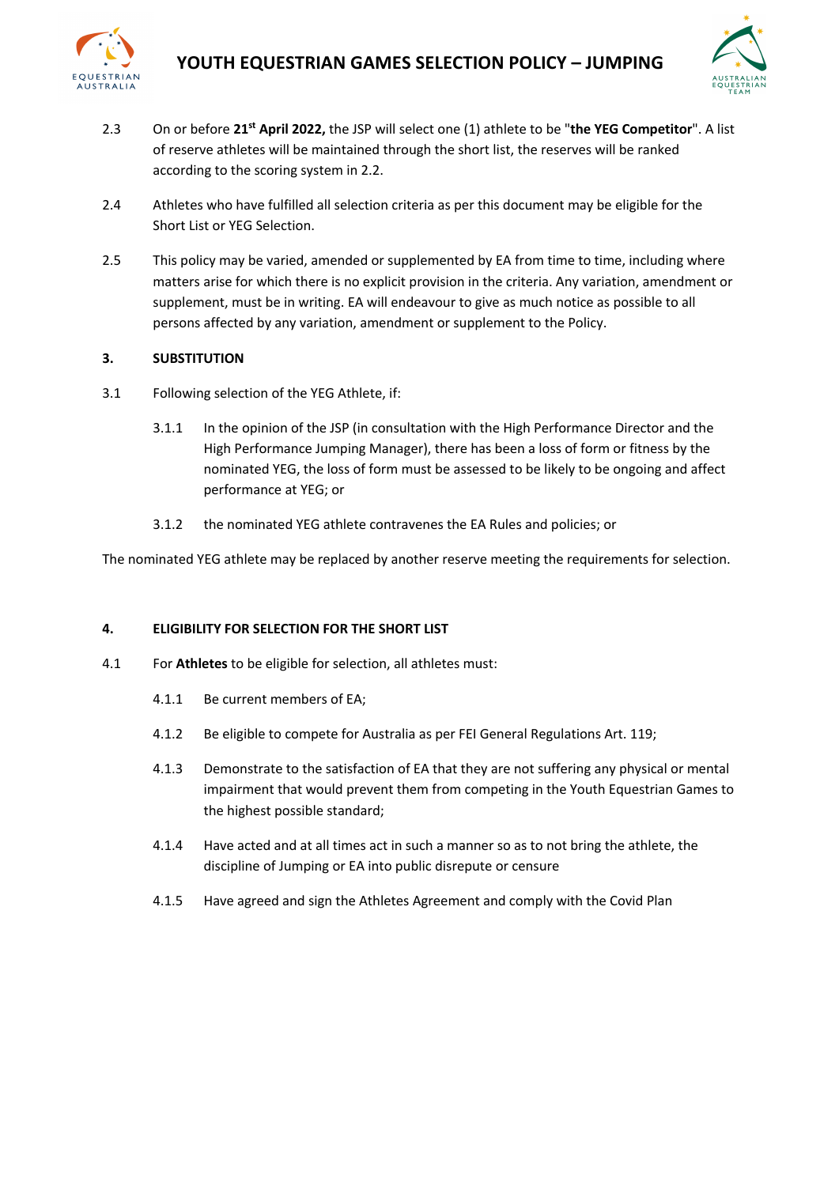2.3 On or before **21st April 2022,** the JSP will select one (1) athlete to be "**the YEG Competitor**". A list of reserve athletes will be maintained through the short list, the reserves will be ranked according to the scoring system in 2.2.

2.4 Athletes who have fulfilled all selection criteria as per this document may be eligible for the Short List or YEG Selection.

2.5 This policy may be varied, amended or supplemented by EA from time to time, including where matters arise for which there is no explicit provision in the criteria. Any variation, amendment or supplement, must be in writing. EA will endeavour to give as much notice as possible to all persons affected by any variation, amendment or supplement to the Policy.

## 3. SUBSTITUTION

3.1 Following selection of the YEG Athlete, if:

3.1.1 In the opinion of the JSP (in consultation with the High Performance Director and the High Performance Jumping Manager), there has been a loss of form or fitness by the nominated YEG, the loss of form must be assessed to be likely to be ongoing and affect performance at YEG; or

3.1.2 the nominated YEG athlete contravenes the EA Rules and policies; or

The nominated YEG athlete may be replaced by another reserve meeting the requirements for selection.

## 4. ELIGIBILITY FOR SELECTION FOR THE SHORT LIST

4.1 For **Athletes** to be eligible for selection, all athletes must:

4.1.1 Be current members of EA;

4.1.2 Be eligible to compete for Australia as per FEI General Regulations Art. 119;

4.1.3 Demonstrate to the satisfaction of EA that they are not suffering any physical or mental impairment that would prevent them from competing in the Youth Equestrian Games to the highest possible standard;

4.1.4 Have acted and at all times act in such a manner so as to not bring the athlete, the discipline of Jumping or EA into public disrepute or censure

4.1.5 Have agreed and sign the Athletes Agreement and comply with the Covid Plan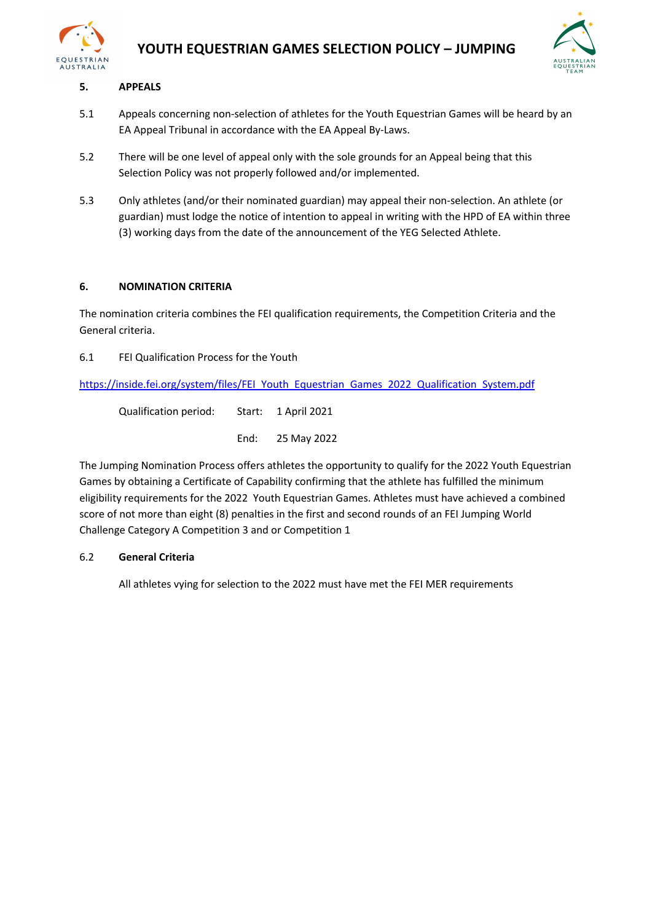## 5. APPEALS

5.1 Appeals concerning non-selection of athletes for the Youth Equestrian Games will be heard by an EA Appeal Tribunal in accordance with the EA Appeal By-Laws.

5.2 There will be one level of appeal only with the sole grounds for an Appeal being that this Selection Policy was not properly followed and/or implemented.

5.3 Only athletes (and/or their nominated guardian) may appeal their non-selection. An athlete (or guardian) must lodge the notice of intention to appeal in writing with the HPD of EA within three (3) working days from the date of the announcement of the YEG Selected Athlete.

## 6. NOMINATION CRITERIA

The nomination criteria combines the FEI qualification requirements, the Competition Criteria and the General criteria.

6.1 FEI Qualification Process for the Youth

https://inside.fei.org/system/files/FEI_Youth_Equestrian_Games_2022_Qualification_System.pdf

Qualification period: Start: 1 April 2021

End: 25 May 2022

The Jumping Nomination Process offers athletes the opportunity to qualify for the 2022 Youth Equestrian Games by obtaining a Certificate of Capability confirming that the athlete has fulfilled the minimum eligibility requirements for the 2022 Youth Equestrian Games. Athletes must have achieved a combined score of not more than eight (8) penalties in the first and second rounds of an FEI Jumping World Challenge Category A Competition 3 and or Competition 1

6.2 **General Criteria**

All athletes vying for selection to the 2022 must have met the FEI MER requirements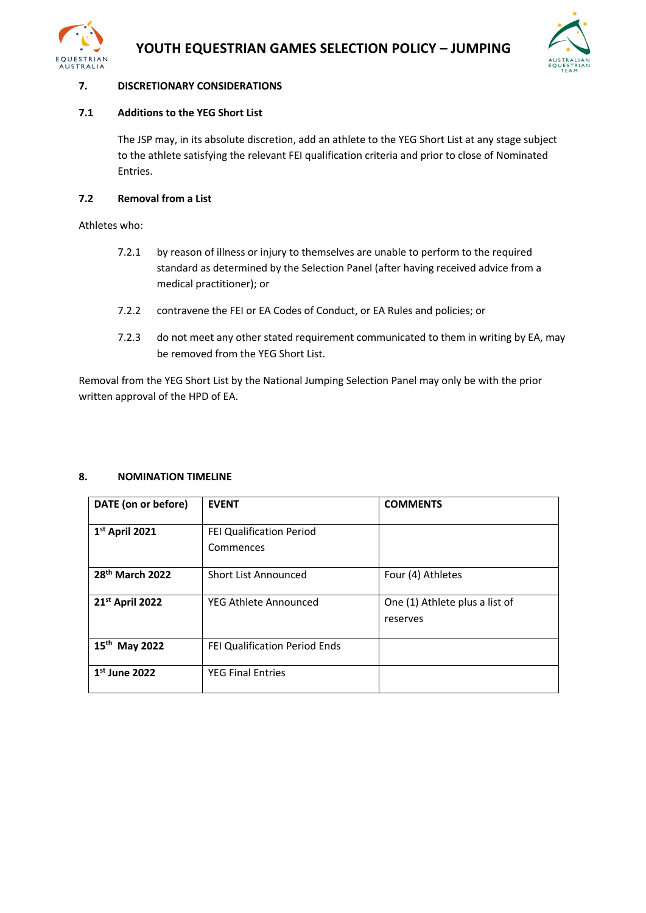## 7. DISCRETIONARY CONSIDERATIONS

### 7.1 Additions to the YEG Short List

The JSP may, in its absolute discretion, add an athlete to the YEG Short List at any stage subject to the athlete satisfying the relevant FEI qualification criteria and prior to close of Nominated Entries.

### 7.2 Removal from a List

Athletes who:

7.2.1 by reason of illness or injury to themselves are unable to perform to the required standard as determined by the Selection Panel (after having received advice from a medical practitioner); or

7.2.2 contravene the FEI or EA Codes of Conduct, or EA Rules and policies; or

7.2.3 do not meet any other stated requirement communicated to them in writing by EA, may be removed from the YEG Short List.

Removal from the YEG Short List by the National Jumping Selection Panel may only be with the prior written approval of the HPD of EA.

## 8. NOMINATION TIMELINE

| DATE (on or before) | EVENT | COMMENTS |
|---|---|---|
| **1st April 2021** | FEI Qualification Period Commences | |
| **28th March 2022** | Short List Announced | Four (4) Athletes |
| **21st April 2022** | YEG Athlete Announced | One (1) Athlete plus a list of reserves |
| **15th May 2022** | FEI Qualification Period Ends | |
| **1st June 2022** | YEG Final Entries | |